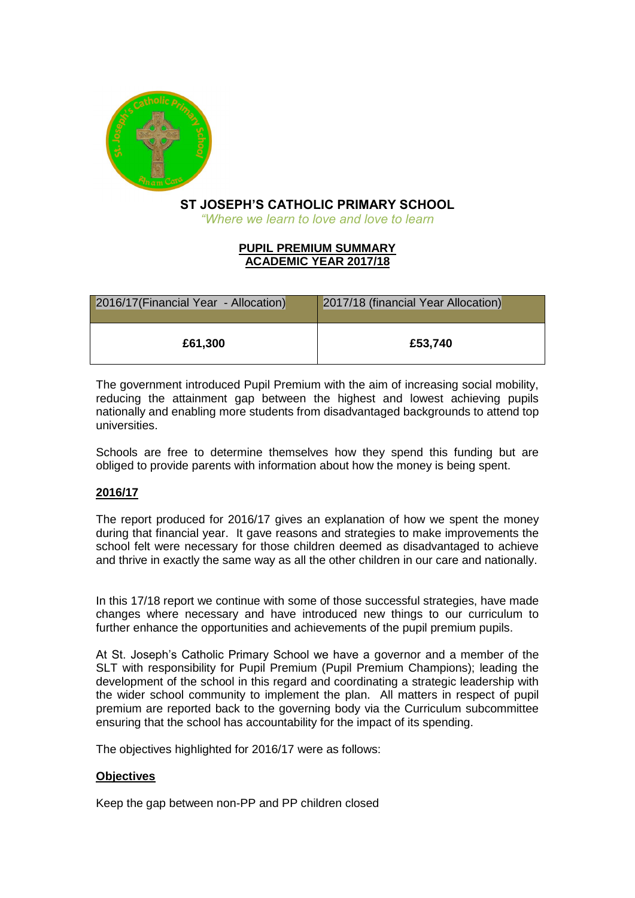# ST JOSEPH'S CATHOLIC PRIMARY SCHOOL

*"Where we learn to love and love to learn*

## PUPIL PREMIUM SUMMARY
## ACADEMIC YEAR 2017/18

| 2016/17(Financial Year - Allocation) | 2017/18 (financial Year Allocation) |
|---|---|
| **£61,300** | **£53,740** |

The government introduced Pupil Premium with the aim of increasing social mobility, reducing the attainment gap between the highest and lowest achieving pupils nationally and enabling more students from disadvantaged backgrounds to attend top universities.

Schools are free to determine themselves how they spend this funding but are obliged to provide parents with information about how the money is being spent.

### 2016/17

The report produced for 2016/17 gives an explanation of how we spent the money during that financial year. It gave reasons and strategies to make improvements the school felt were necessary for those children deemed as disadvantaged to achieve and thrive in exactly the same way as all the other children in our care and nationally.

In this 17/18 report we continue with some of those successful strategies, have made changes where necessary and have introduced new things to our curriculum to further enhance the opportunities and achievements of the pupil premium pupils.

At St. Joseph's Catholic Primary School we have a governor and a member of the SLT with responsibility for Pupil Premium (Pupil Premium Champions); leading the development of the school in this regard and coordinating a strategic leadership with the wider school community to implement the plan. All matters in respect of pupil premium are reported back to the governing body via the Curriculum subcommittee ensuring that the school has accountability for the impact of its spending.

The objectives highlighted for 2016/17 were as follows:

### Objectives

Keep the gap between non-PP and PP children closed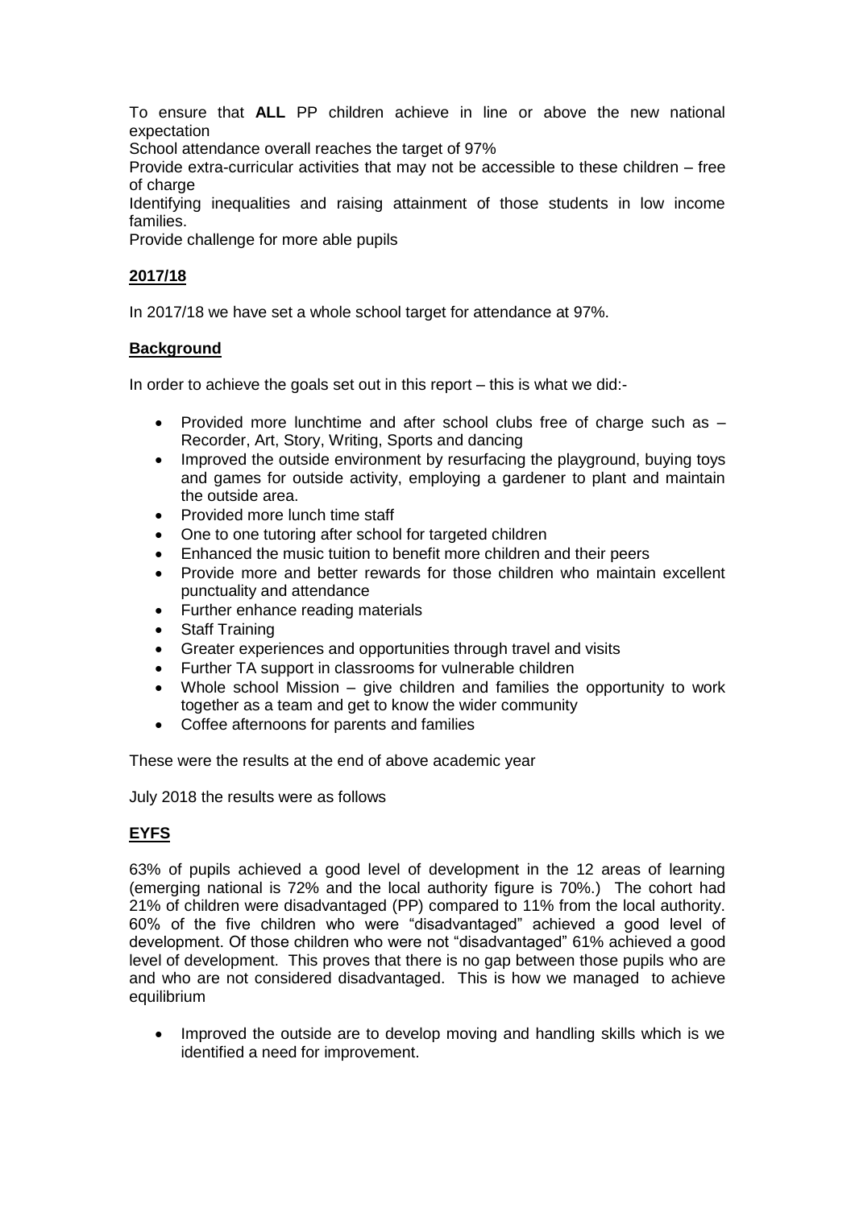To ensure that **ALL** PP children achieve in line or above the new national expectation

School attendance overall reaches the target of 97%

Provide extra-curricular activities that may not be accessible to these children – free of charge

Identifying inequalities and raising attainment of those students in low income families.

Provide challenge for more able pupils

## **2017/18**

In 2017/18 we have set a whole school target for attendance at 97%.

## **Background**

In order to achieve the goals set out in this report – this is what we did:-

- Provided more lunchtime and after school clubs free of charge such as – Recorder, Art, Story, Writing, Sports and dancing
- Improved the outside environment by resurfacing the playground, buying toys and games for outside activity, employing a gardener to plant and maintain the outside area.
- Provided more lunch time staff
- One to one tutoring after school for targeted children
- Enhanced the music tuition to benefit more children and their peers
- Provide more and better rewards for those children who maintain excellent punctuality and attendance
- Further enhance reading materials
- Staff Training
- Greater experiences and opportunities through travel and visits
- Further TA support in classrooms for vulnerable children
- Whole school Mission – give children and families the opportunity to work together as a team and get to know the wider community
- Coffee afternoons for parents and families

These were the results at the end of above academic year

July 2018 the results were as follows

## **EYFS**

63% of pupils achieved a good level of development in the 12 areas of learning (emerging national is 72% and the local authority figure is 70%.) The cohort had 21% of children were disadvantaged (PP) compared to 11% from the local authority. 60% of the five children who were "disadvantaged" achieved a good level of development. Of those children who were not "disadvantaged" 61% achieved a good level of development. This proves that there is no gap between those pupils who are and who are not considered disadvantaged. This is how we managed to achieve equilibrium

- Improved the outside are to develop moving and handling skills which is we identified a need for improvement.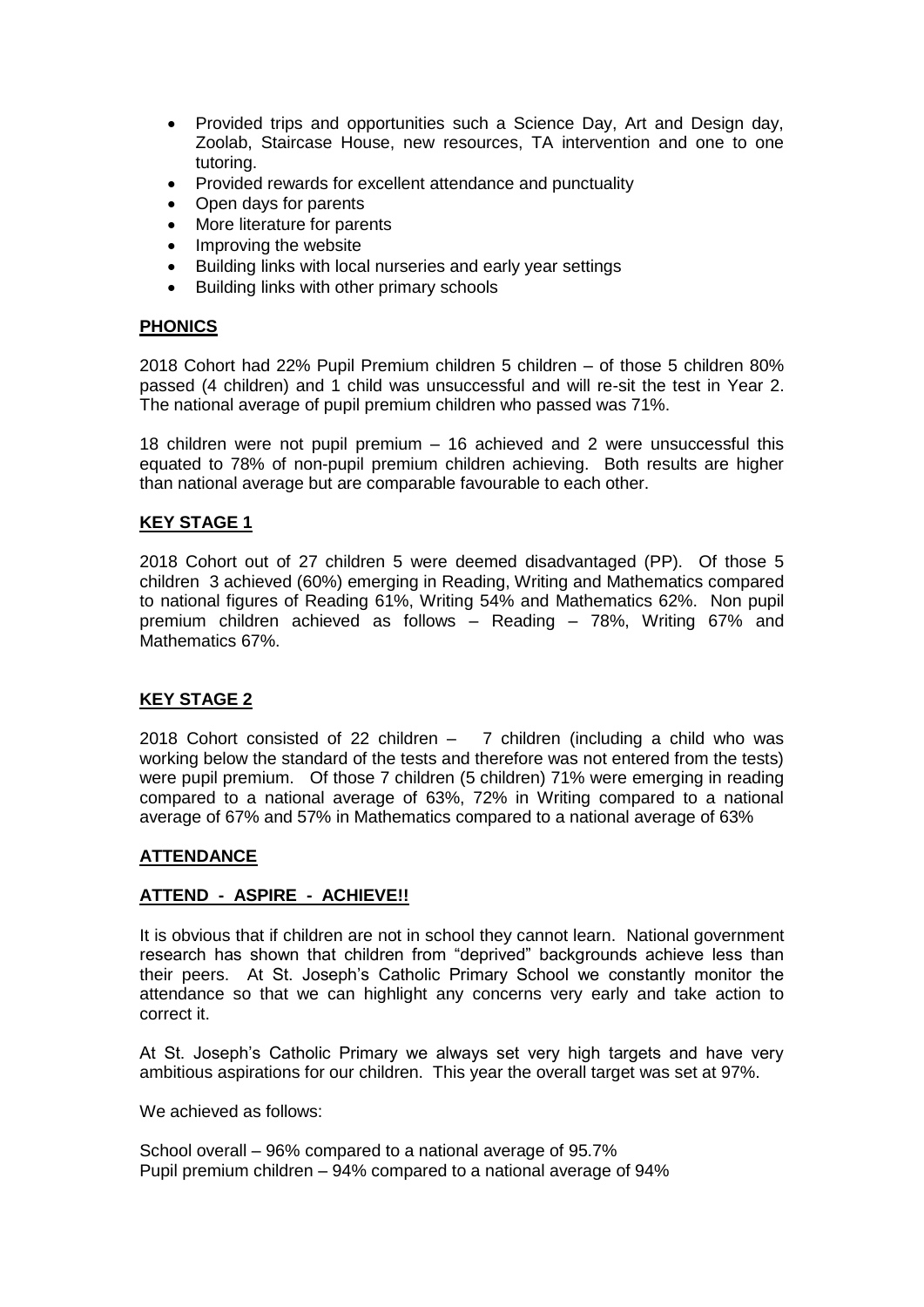- Provided trips and opportunities such a Science Day, Art and Design day, Zoolab, Staircase House, new resources, TA intervention and one to one tutoring.
- Provided rewards for excellent attendance and punctuality
- Open days for parents
- More literature for parents
- Improving the website
- Building links with local nurseries and early year settings
- Building links with other primary schools

## PHONICS

2018 Cohort had 22% Pupil Premium children 5 children – of those 5 children 80% passed (4 children) and 1 child was unsuccessful and will re-sit the test in Year 2. The national average of pupil premium children who passed was 71%.

18 children were not pupil premium – 16 achieved and 2 were unsuccessful this equated to 78% of non-pupil premium children achieving. Both results are higher than national average but are comparable favourable to each other.

## KEY STAGE 1

2018 Cohort out of 27 children 5 were deemed disadvantaged (PP). Of those 5 children 3 achieved (60%) emerging in Reading, Writing and Mathematics compared to national figures of Reading 61%, Writing 54% and Mathematics 62%. Non pupil premium children achieved as follows – Reading – 78%, Writing 67% and Mathematics 67%.

## KEY STAGE 2

2018 Cohort consisted of 22 children – 7 children (including a child who was working below the standard of the tests and therefore was not entered from the tests) were pupil premium. Of those 7 children (5 children) 71% were emerging in reading compared to a national average of 63%, 72% in Writing compared to a national average of 67% and 57% in Mathematics compared to a national average of 63%

## ATTENDANCE

### ATTEND - ASPIRE - ACHIEVE!!

It is obvious that if children are not in school they cannot learn. National government research has shown that children from "deprived" backgrounds achieve less than their peers. At St. Joseph's Catholic Primary School we constantly monitor the attendance so that we can highlight any concerns very early and take action to correct it.

At St. Joseph's Catholic Primary we always set very high targets and have very ambitious aspirations for our children. This year the overall target was set at 97%.

We achieved as follows:

School overall – 96% compared to a national average of 95.7%
Pupil premium children – 94% compared to a national average of 94%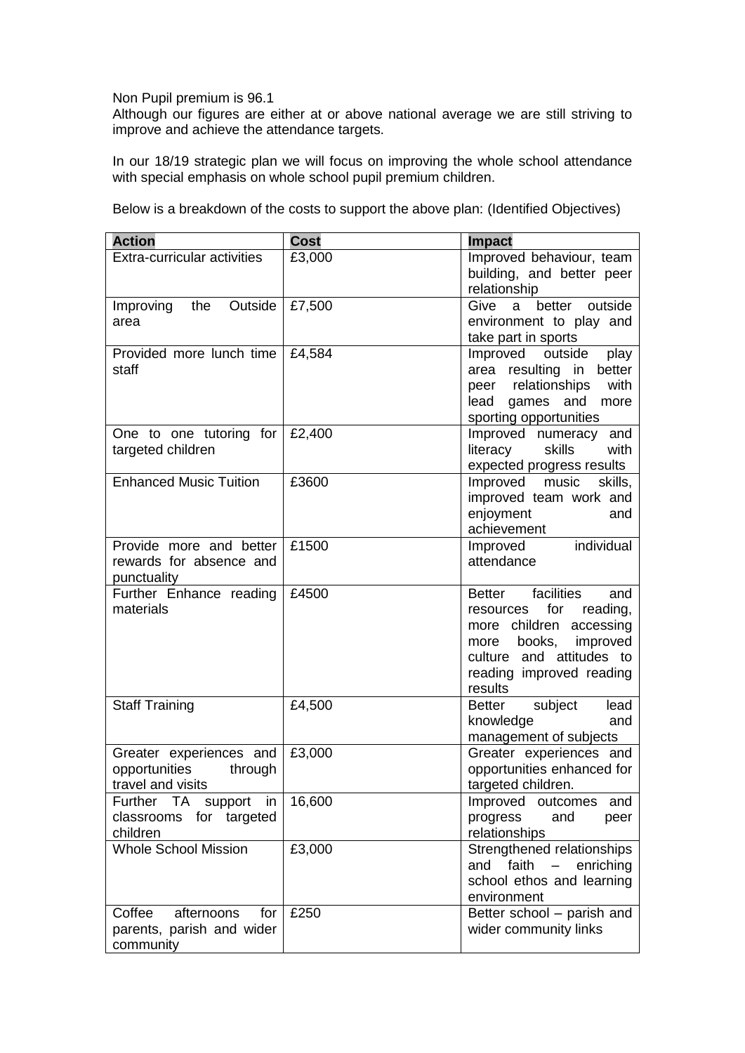Non Pupil premium is 96.1

Although our figures are either at or above national average we are still striving to improve and achieve the attendance targets.

In our 18/19 strategic plan we will focus on improving the whole school attendance with special emphasis on whole school pupil premium children.

Below is a breakdown of the costs to support the above plan: (Identified Objectives)

| **Action** | **Cost** | **Impact** |
|---|---|---|
| Extra-curricular activities | £3,000 | Improved behaviour, team building, and better peer relationship |
| Improving the Outside area | £7,500 | Give a better outside environment to play and take part in sports |
| Provided more lunch time staff | £4,584 | Improved outside play area resulting in better peer relationships with lead games and more sporting opportunities |
| One to one tutoring for targeted children | £2,400 | Improved numeracy and literacy skills with expected progress results |
| Enhanced Music Tuition | £3600 | Improved music skills, improved team work and enjoyment and achievement |
| Provide more and better rewards for absence and punctuality | £1500 | Improved individual attendance |
| Further Enhance reading materials | £4500 | Better facilities and resources for reading, more children accessing more books, improved culture and attitudes to reading improved reading results |
| Staff Training | £4,500 | Better subject lead knowledge and management of subjects |
| Greater experiences and opportunities through travel and visits | £3,000 | Greater experiences and opportunities enhanced for targeted children. |
| Further TA support in classrooms for targeted children | 16,600 | Improved outcomes and progress and peer relationships |
| Whole School Mission | £3,000 | Strengthened relationships and faith – enriching school ethos and learning environment |
| Coffee afternoons for parents, parish and wider community | £250 | Better school – parish and wider community links |